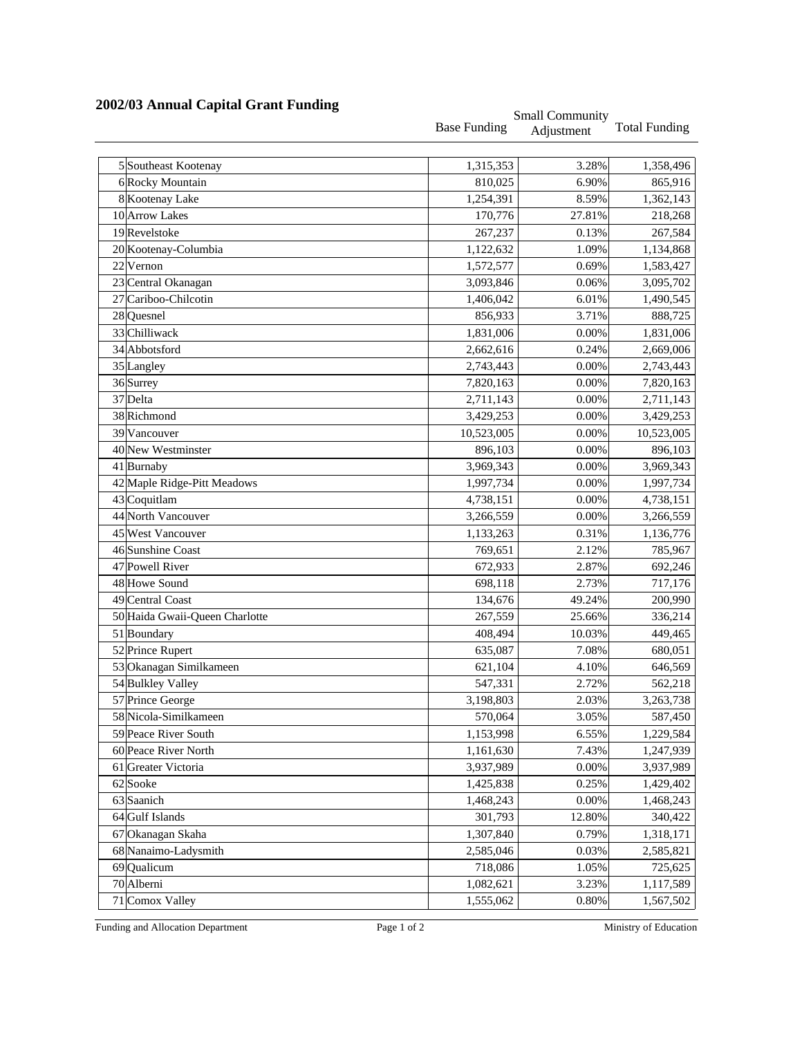## 2002/03 Annual Capital Grant Funding

| | | Base Funding | Small Community Adjustment | Total Funding |
|---|---|---|---|---|
| 5 | Southeast Kootenay | 1,315,353 | 3.28% | 1,358,496 |
| 6 | Rocky Mountain | 810,025 | 6.90% | 865,916 |
| 8 | Kootenay Lake | 1,254,391 | 8.59% | 1,362,143 |
| 10 | Arrow Lakes | 170,776 | 27.81% | 218,268 |
| 19 | Revelstoke | 267,237 | 0.13% | 267,584 |
| 20 | Kootenay-Columbia | 1,122,632 | 1.09% | 1,134,868 |
| 22 | Vernon | 1,572,577 | 0.69% | 1,583,427 |
| 23 | Central Okanagan | 3,093,846 | 0.06% | 3,095,702 |
| 27 | Cariboo-Chilcotin | 1,406,042 | 6.01% | 1,490,545 |
| 28 | Quesnel | 856,933 | 3.71% | 888,725 |
| 33 | Chilliwack | 1,831,006 | 0.00% | 1,831,006 |
| 34 | Abbotsford | 2,662,616 | 0.24% | 2,669,006 |
| 35 | Langley | 2,743,443 | 0.00% | 2,743,443 |
| 36 | Surrey | 7,820,163 | 0.00% | 7,820,163 |
| 37 | Delta | 2,711,143 | 0.00% | 2,711,143 |
| 38 | Richmond | 3,429,253 | 0.00% | 3,429,253 |
| 39 | Vancouver | 10,523,005 | 0.00% | 10,523,005 |
| 40 | New Westminster | 896,103 | 0.00% | 896,103 |
| 41 | Burnaby | 3,969,343 | 0.00% | 3,969,343 |
| 42 | Maple Ridge-Pitt Meadows | 1,997,734 | 0.00% | 1,997,734 |
| 43 | Coquitlam | 4,738,151 | 0.00% | 4,738,151 |
| 44 | North Vancouver | 3,266,559 | 0.00% | 3,266,559 |
| 45 | West Vancouver | 1,133,263 | 0.31% | 1,136,776 |
| 46 | Sunshine Coast | 769,651 | 2.12% | 785,967 |
| 47 | Powell River | 672,933 | 2.87% | 692,246 |
| 48 | Howe Sound | 698,118 | 2.73% | 717,176 |
| 49 | Central Coast | 134,676 | 49.24% | 200,990 |
| 50 | Haida Gwaii-Queen Charlotte | 267,559 | 25.66% | 336,214 |
| 51 | Boundary | 408,494 | 10.03% | 449,465 |
| 52 | Prince Rupert | 635,087 | 7.08% | 680,051 |
| 53 | Okanagan Similkameen | 621,104 | 4.10% | 646,569 |
| 54 | Bulkley Valley | 547,331 | 2.72% | 562,218 |
| 57 | Prince George | 3,198,803 | 2.03% | 3,263,738 |
| 58 | Nicola-Similkameen | 570,064 | 3.05% | 587,450 |
| 59 | Peace River South | 1,153,998 | 6.55% | 1,229,584 |
| 60 | Peace River North | 1,161,630 | 7.43% | 1,247,939 |
| 61 | Greater Victoria | 3,937,989 | 0.00% | 3,937,989 |
| 62 | Sooke | 1,425,838 | 0.25% | 1,429,402 |
| 63 | Saanich | 1,468,243 | 0.00% | 1,468,243 |
| 64 | Gulf Islands | 301,793 | 12.80% | 340,422 |
| 67 | Okanagan Skaha | 1,307,840 | 0.79% | 1,318,171 |
| 68 | Nanaimo-Ladysmith | 2,585,046 | 0.03% | 2,585,821 |
| 69 | Qualicum | 718,086 | 1.05% | 725,625 |
| 70 | Alberni | 1,082,621 | 3.23% | 1,117,589 |
| 71 | Comox Valley | 1,555,062 | 0.80% | 1,567,502 |

Funding and Allocation Department — Ministry of Education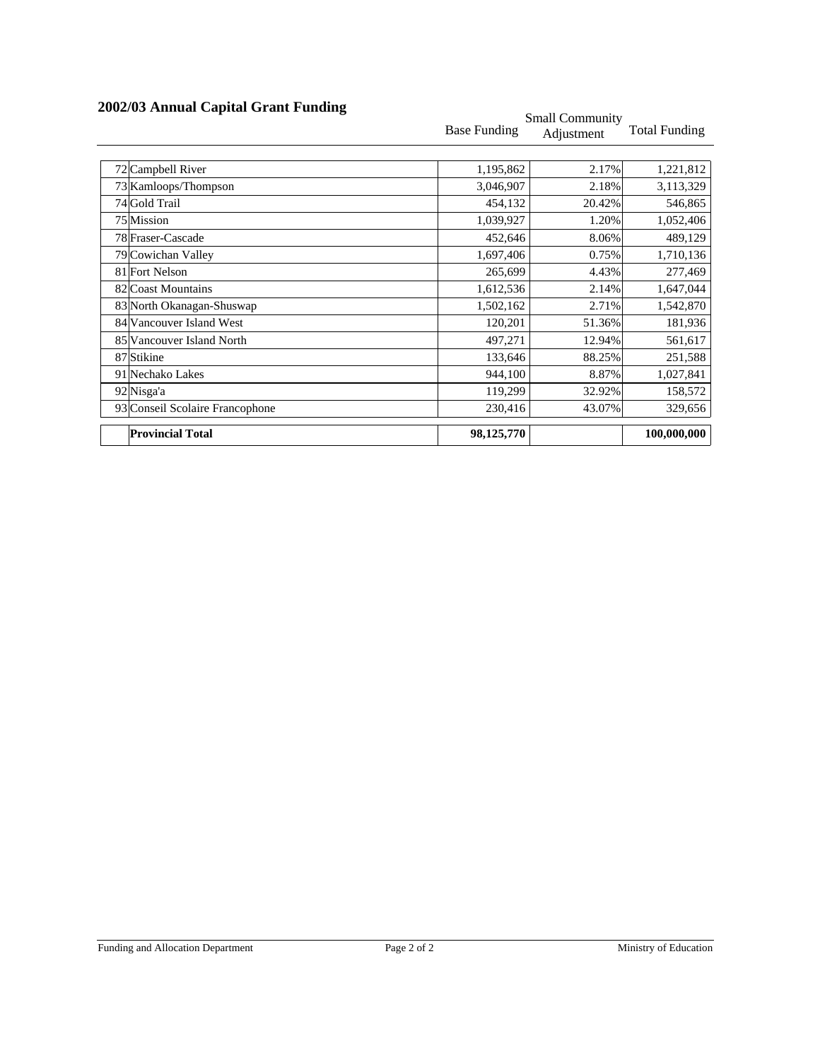## 2002/03 Annual Capital Grant Funding

| | | Base Funding | Small Community Adjustment | Total Funding |
|---|---|---|---|---|
| 72 | Campbell River | 1,195,862 | 2.17% | 1,221,812 |
| 73 | Kamloops/Thompson | 3,046,907 | 2.18% | 3,113,329 |
| 74 | Gold Trail | 454,132 | 20.42% | 546,865 |
| 75 | Mission | 1,039,927 | 1.20% | 1,052,406 |
| 78 | Fraser-Cascade | 452,646 | 8.06% | 489,129 |
| 79 | Cowichan Valley | 1,697,406 | 0.75% | 1,710,136 |
| 81 | Fort Nelson | 265,699 | 4.43% | 277,469 |
| 82 | Coast Mountains | 1,612,536 | 2.14% | 1,647,044 |
| 83 | North Okanagan-Shuswap | 1,502,162 | 2.71% | 1,542,870 |
| 84 | Vancouver Island West | 120,201 | 51.36% | 181,936 |
| 85 | Vancouver Island North | 497,271 | 12.94% | 561,617 |
| 87 | Stikine | 133,646 | 88.25% | 251,588 |
| 91 | Nechako Lakes | 944,100 | 8.87% | 1,027,841 |
| 92 | Nisga'a | 119,299 | 32.92% | 158,572 |
| 93 | Conseil Scolaire Francophone | 230,416 | 43.07% | 329,656 |
| | **Provincial Total** | **98,125,770** | | **100,000,000** |

Funding and Allocation Department

Ministry of Education